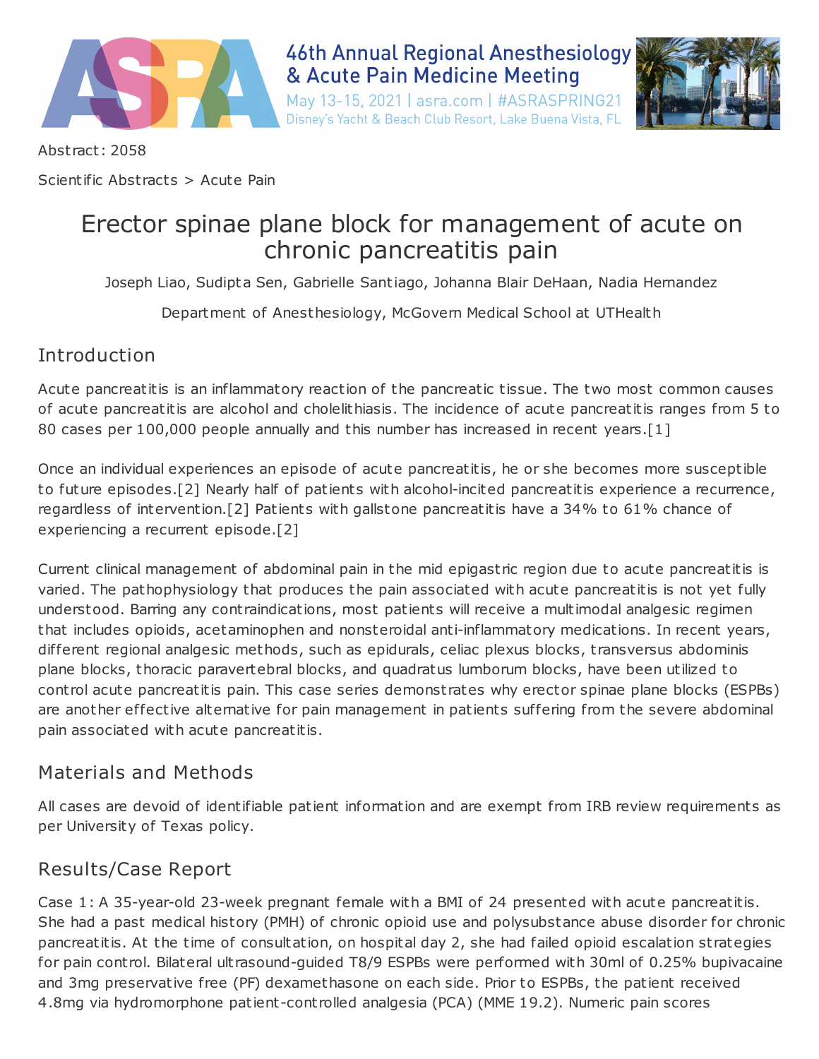Abstract: 2058

Scientific Abstracts > Acute Pain

# Erector spinae plane block for management of acute on chronic pancreatitis pain

Joseph Liao, Sudipta Sen, Gabrielle Santiago, Johanna Blair DeHaan, Nadia Hernandez

Department of Anesthesiology, McGovern Medical School at UTHealth

## Introduction

Acute pancreatitis is an inflammatory reaction of the pancreatic tissue. The two most common causes of acute pancreatitis are alcohol and cholelithiasis. The incidence of acute pancreatitis ranges from 5 to 80 cases per 100,000 people annually and this number has increased in recent years.[1]

Once an individual experiences an episode of acute pancreatitis, he or she becomes more susceptible to future episodes.[2] Nearly half of patients with alcohol-incited pancreatitis experience a recurrence, regardless of intervention.[2] Patients with gallstone pancreatitis have a 34% to 61% chance of experiencing a recurrent episode.[2]

Current clinical management of abdominal pain in the mid epigastric region due to acute pancreatitis is varied. The pathophysiology that produces the pain associated with acute pancreatitis is not yet fully understood. Barring any contraindications, most patients will receive a multimodal analgesic regimen that includes opioids, acetaminophen and nonsteroidal anti-inflammatory medications. In recent years, different regional analgesic methods, such as epidurals, celiac plexus blocks, transversus abdominis plane blocks, thoracic paravertebral blocks, and quadratus lumborum blocks, have been utilized to control acute pancreatitis pain. This case series demonstrates why erector spinae plane blocks (ESPBs) are another effective alternative for pain management in patients suffering from the severe abdominal pain associated with acute pancreatitis.

## Materials and Methods

All cases are devoid of identifiable patient information and are exempt from IRB review requirements as per University of Texas policy.

## Results/Case Report

Case 1: A 35-year-old 23-week pregnant female with a BMI of 24 presented with acute pancreatitis. She had a past medical history (PMH) of chronic opioid use and polysubstance abuse disorder for chronic pancreatitis. At the time of consultation, on hospital day 2, she had failed opioid escalation strategies for pain control. Bilateral ultrasound-guided T8/9 ESPBs were performed with 30ml of 0.25% bupivacaine and 3mg preservative free (PF) dexamethasone on each side. Prior to ESPBs, the patient received 4.8mg via hydromorphone patient-controlled analgesia (PCA) (MME 19.2). Numeric pain scores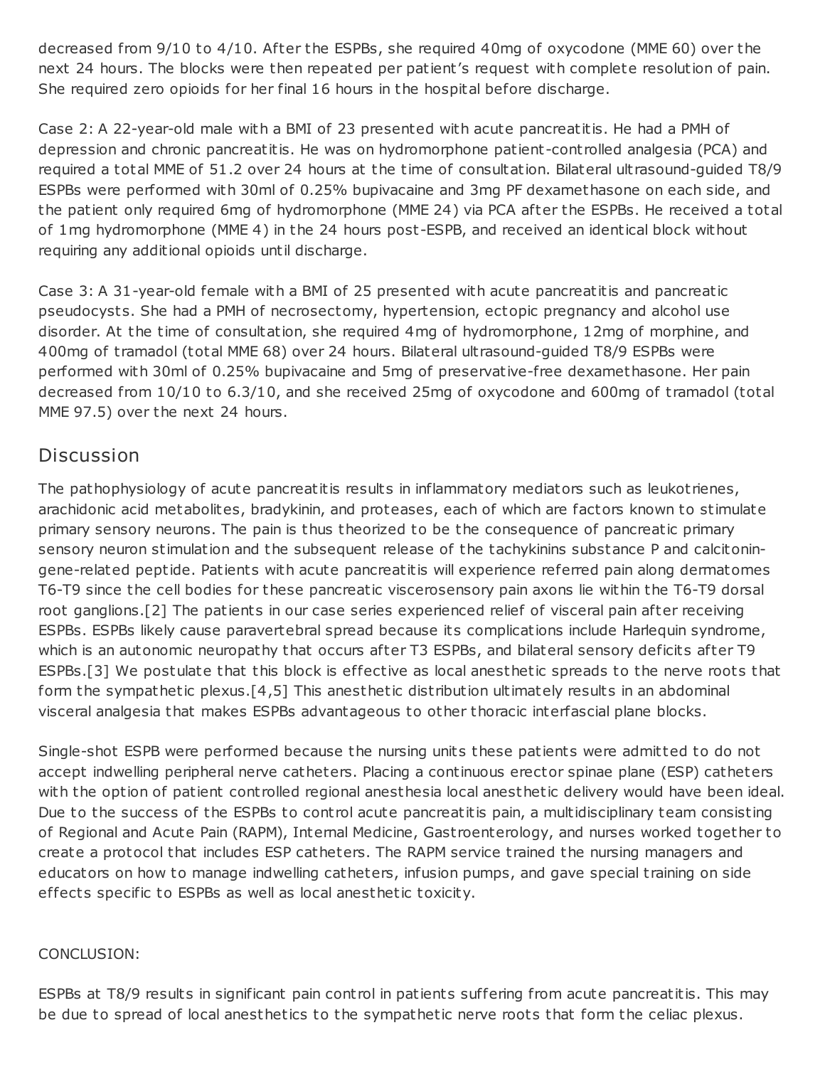decreased from 9/10 to 4/10. After the ESPBs, she required 40mg of oxycodone (MME 60) over the next 24 hours. The blocks were then repeated per patient's request with complete resolution of pain. She required zero opioids for her final 16 hours in the hospital before discharge.

Case 2: A 22-year-old male with a BMI of 23 presented with acute pancreatitis. He had a PMH of depression and chronic pancreatitis. He was on hydromorphone patient-controlled analgesia (PCA) and required a total MME of 51.2 over 24 hours at the time of consultation. Bilateral ultrasound-guided T8/9 ESPBs were performed with 30ml of 0.25% bupivacaine and 3mg PF dexamethasone on each side, and the patient only required 6mg of hydromorphone (MME 24) via PCA after the ESPBs. He received a total of 1mg hydromorphone (MME 4) in the 24 hours post-ESPB, and received an identical block without requiring any additional opioids until discharge.

Case 3: A 31-year-old female with a BMI of 25 presented with acute pancreatitis and pancreatic pseudocysts. She had a PMH of necrosectomy, hypertension, ectopic pregnancy and alcohol use disorder. At the time of consultation, she required 4mg of hydromorphone, 12mg of morphine, and 400mg of tramadol (total MME 68) over 24 hours. Bilateral ultrasound-guided T8/9 ESPBs were performed with 30ml of 0.25% bupivacaine and 5mg of preservative-free dexamethasone. Her pain decreased from 10/10 to 6.3/10, and she received 25mg of oxycodone and 600mg of tramadol (total MME 97.5) over the next 24 hours.

## Discussion

The pathophysiology of acute pancreatitis results in inflammatory mediators such as leukotrienes, arachidonic acid metabolites, bradykinin, and proteases, each of which are factors known to stimulate primary sensory neurons. The pain is thus theorized to be the consequence of pancreatic primary sensory neuron stimulation and the subsequent release of the tachykinins substance P and calcitonin-gene-related peptide. Patients with acute pancreatitis will experience referred pain along dermatomes T6-T9 since the cell bodies for these pancreatic viscerosensory pain axons lie within the T6-T9 dorsal root ganglions.[2] The patients in our case series experienced relief of visceral pain after receiving ESPBs. ESPBs likely cause paravertebral spread because its complications include Harlequin syndrome, which is an autonomic neuropathy that occurs after T3 ESPBs, and bilateral sensory deficits after T9 ESPBs.[3] We postulate that this block is effective as local anesthetic spreads to the nerve roots that form the sympathetic plexus.[4,5] This anesthetic distribution ultimately results in an abdominal visceral analgesia that makes ESPBs advantageous to other thoracic interfascial plane blocks.

Single-shot ESPB were performed because the nursing units these patients were admitted to do not accept indwelling peripheral nerve catheters. Placing a continuous erector spinae plane (ESP) catheters with the option of patient controlled regional anesthesia local anesthetic delivery would have been ideal. Due to the success of the ESPBs to control acute pancreatitis pain, a multidisciplinary team consisting of Regional and Acute Pain (RAPM), Internal Medicine, Gastroenterology, and nurses worked together to create a protocol that includes ESP catheters. The RAPM service trained the nursing managers and educators on how to manage indwelling catheters, infusion pumps, and gave special training on side effects specific to ESPBs as well as local anesthetic toxicity.

CONCLUSION:

ESPBs at T8/9 results in significant pain control in patients suffering from acute pancreatitis. This may be due to spread of local anesthetics to the sympathetic nerve roots that form the celiac plexus.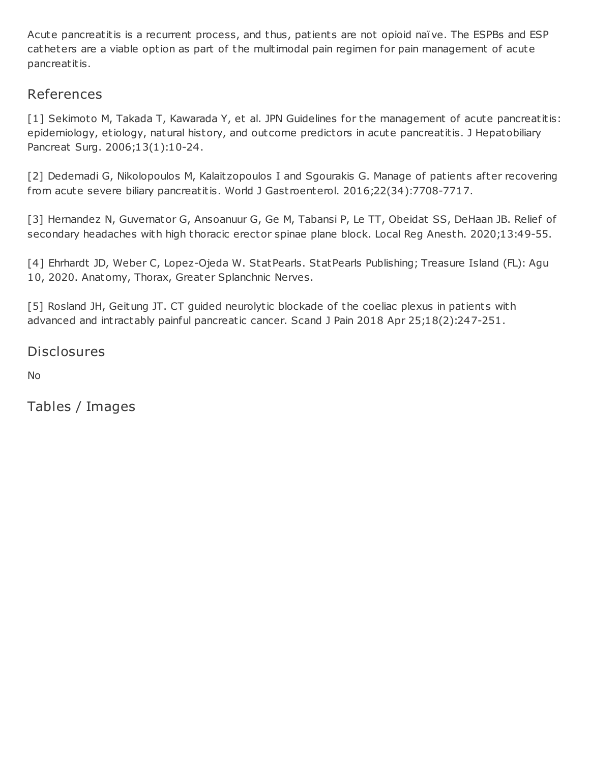Acute pancreatitis is a recurrent process, and thus, patients are not opioid naïve. The ESPBs and ESP catheters are a viable option as part of the multimodal pain regimen for pain management of acute pancreatitis.

## References

[1] Sekimoto M, Takada T, Kawarada Y, et al. JPN Guidelines for the management of acute pancreatitis: epidemiology, etiology, natural history, and outcome predictors in acute pancreatitis. J Hepatobiliary Pancreat Surg. 2006;13(1):10-24.

[2] Dedemadi G, Nikolopoulos M, Kalaitzopoulos I and Sgourakis G. Manage of patients after recovering from acute severe biliary pancreatitis. World J Gastroenterol. 2016;22(34):7708-7717.

[3] Hernandez N, Guvernator G, Ansoanuur G, Ge M, Tabansi P, Le TT, Obeidat SS, DeHaan JB. Relief of secondary headaches with high thoracic erector spinae plane block. Local Reg Anesth. 2020;13:49-55.

[4] Ehrhardt JD, Weber C, Lopez-Ojeda W. StatPearls. StatPearls Publishing; Treasure Island (FL): Agu 10, 2020. Anatomy, Thorax, Greater Splanchnic Nerves.

[5] Rosland JH, Geitung JT. CT guided neurolytic blockade of the coeliac plexus in patients with advanced and intractably painful pancreatic cancer. Scand J Pain 2018 Apr 25;18(2):247-251.

## Disclosures

No

## Tables / Images